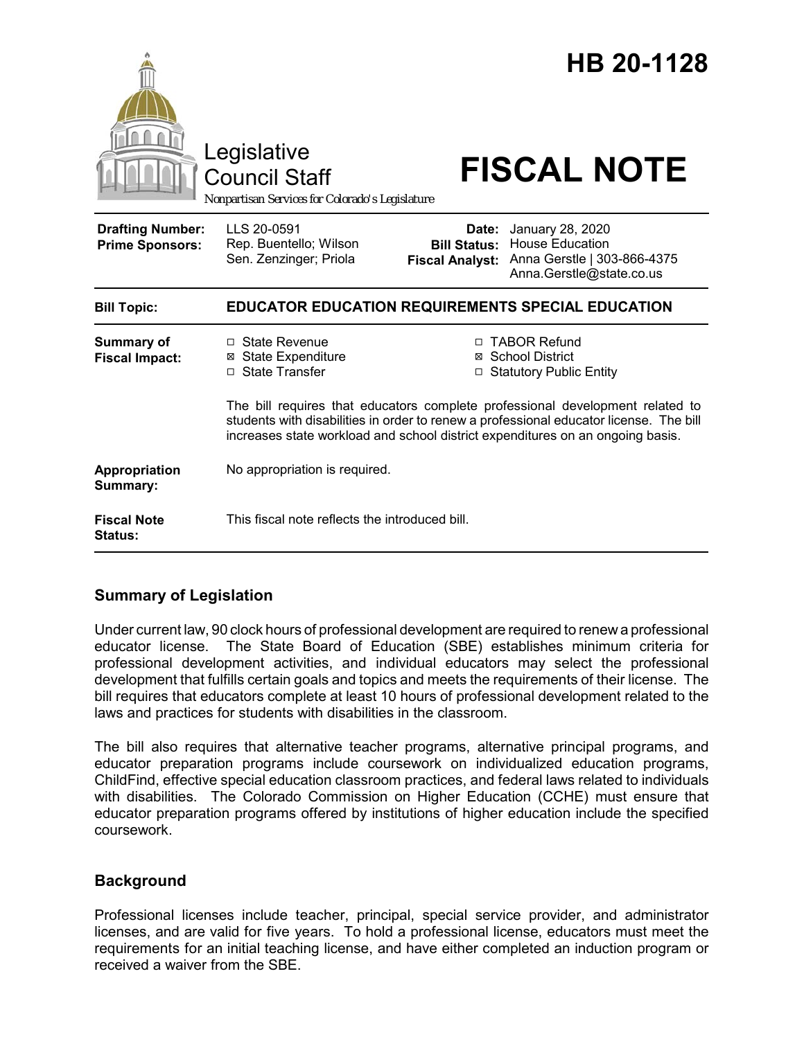# HB 20-1128

Legislative Council Staff

*Nonpartisan Services for Colorado's Legislature*

# FISCAL NOTE

| | | | |
|---|---|---|---|
| **Drafting Number:** | LLS 20-0591 | **Date:** | January 28, 2020 |
| **Prime Sponsors:** | Rep. Buentello; Wilson<br>Sen. Zenzinger; Priola | **Bill Status:** | House Education |
| | | **Fiscal Analyst:** | Anna Gerstle \| 303-866-4375<br>Anna.Gerstle@state.co.us |

| | |
|---|---|
| **Bill Topic:** | **EDUCATOR EDUCATION REQUIREMENTS SPECIAL EDUCATION** |
| **Summary of Fiscal Impact:** | ☐ State Revenue<br>☒ State Expenditure<br>☐ State Transfer<br>☐ TABOR Refund<br>☒ School District<br>☐ Statutory Public Entity<br><br>The bill requires that educators complete professional development related to students with disabilities in order to renew a professional educator license. The bill increases state workload and school district expenditures on an ongoing basis. |
| **Appropriation Summary:** | No appropriation is required. |
| **Fiscal Note Status:** | This fiscal note reflects the introduced bill. |

## Summary of Legislation

Under current law, 90 clock hours of professional development are required to renew a professional educator license. The State Board of Education (SBE) establishes minimum criteria for professional development activities, and individual educators may select the professional development that fulfills certain goals and topics and meets the requirements of their license. The bill requires that educators complete at least 10 hours of professional development related to the laws and practices for students with disabilities in the classroom.

The bill also requires that alternative teacher programs, alternative principal programs, and educator preparation programs include coursework on individualized education programs, ChildFind, effective special education classroom practices, and federal laws related to individuals with disabilities. The Colorado Commission on Higher Education (CCHE) must ensure that educator preparation programs offered by institutions of higher education include the specified coursework.

## Background

Professional licenses include teacher, principal, special service provider, and administrator licenses, and are valid for five years. To hold a professional license, educators must meet the requirements for an initial teaching license, and have either completed an induction program or received a waiver from the SBE.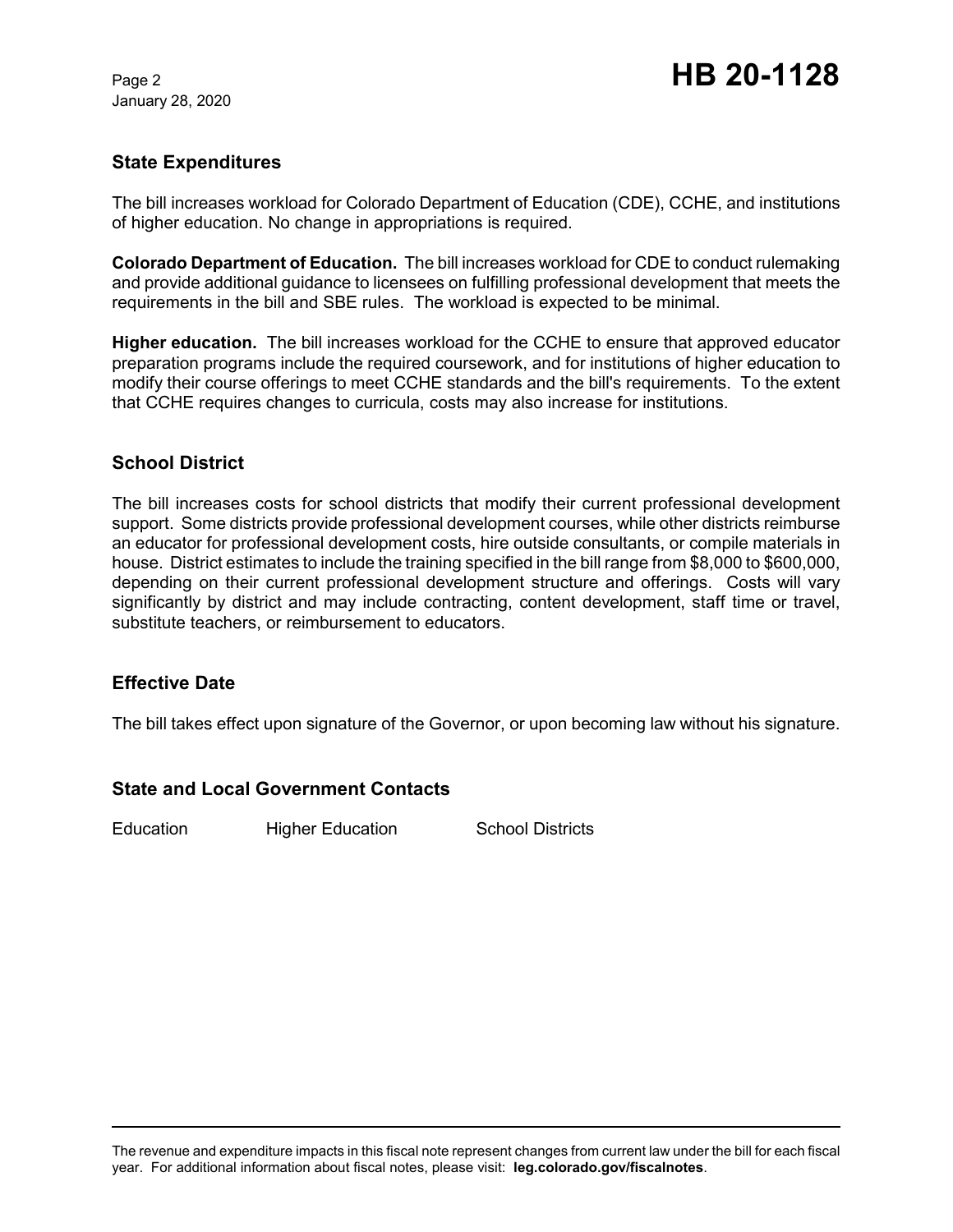## State Expenditures

The bill increases workload for Colorado Department of Education (CDE), CCHE, and institutions of higher education. No change in appropriations is required.

**Colorado Department of Education.** The bill increases workload for CDE to conduct rulemaking and provide additional guidance to licensees on fulfilling professional development that meets the requirements in the bill and SBE rules. The workload is expected to be minimal.

**Higher education.** The bill increases workload for the CCHE to ensure that approved educator preparation programs include the required coursework, and for institutions of higher education to modify their course offerings to meet CCHE standards and the bill's requirements. To the extent that CCHE requires changes to curricula, costs may also increase for institutions.

## School District

The bill increases costs for school districts that modify their current professional development support. Some districts provide professional development courses, while other districts reimburse an educator for professional development costs, hire outside consultants, or compile materials in house. District estimates to include the training specified in the bill range from $8,000 to $600,000, depending on their current professional development structure and offerings. Costs will vary significantly by district and may include contracting, content development, staff time or travel, substitute teachers, or reimbursement to educators.

## Effective Date

The bill takes effect upon signature of the Governor, or upon becoming law without his signature.

## State and Local Government Contacts

Education  Higher Education  School Districts

The revenue and expenditure impacts in this fiscal note represent changes from current law under the bill for each fiscal year. For additional information about fiscal notes, please visit: **leg.colorado.gov/fiscalnotes**.